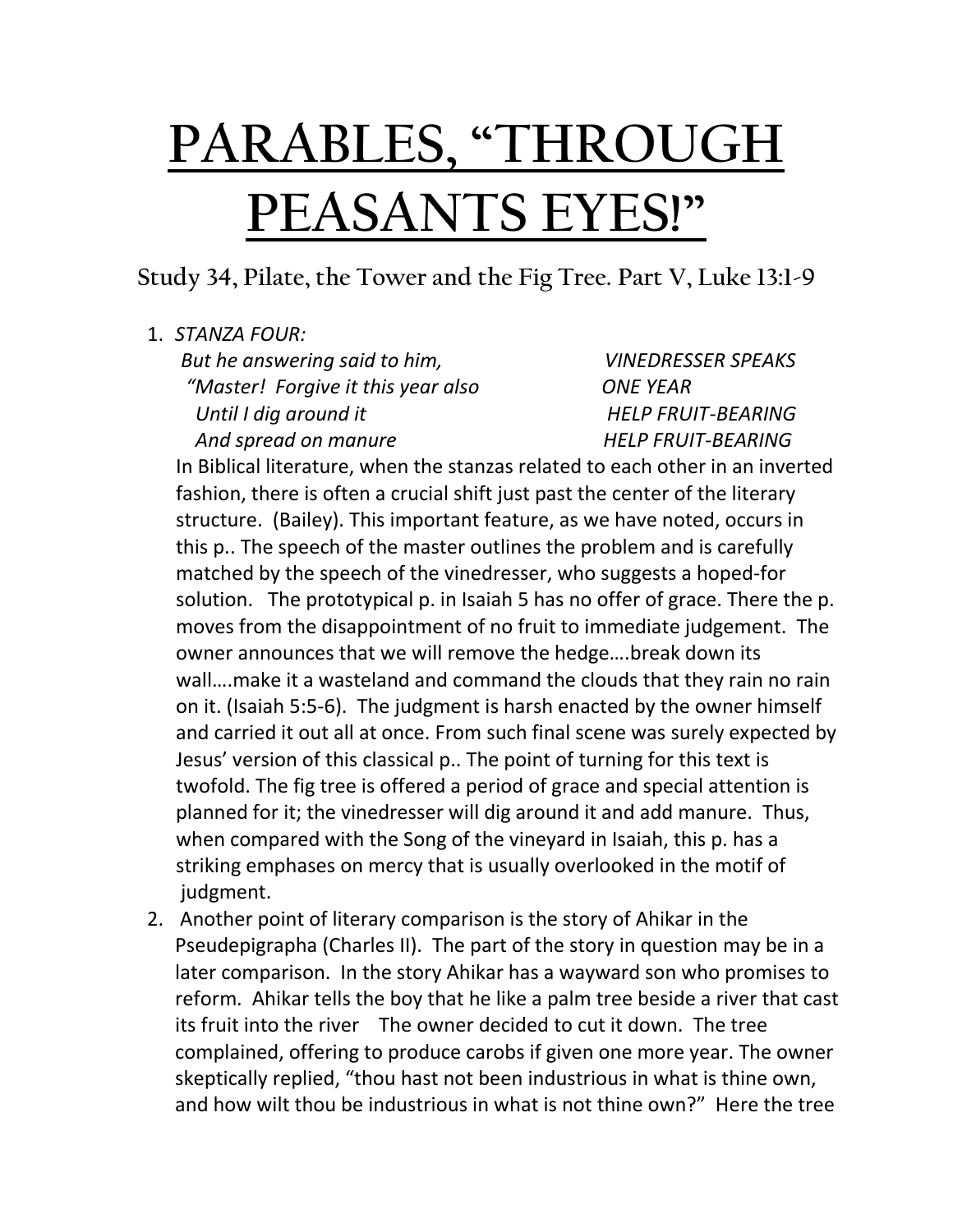# PARABLES, "THROUGH PEASANTS EYES!"

### Study 34, Pilate, the Tower and the Fig Tree. Part V, Luke 13:1-9

1. *STANZA FOUR:*

   | | |
   |---|---|
   | *But he answering said to him,* | *VINEDRESSER SPEAKS* |
   | *"Master! Forgive it this year also* | *ONE YEAR* |
   | *Until I dig around it* | *HELP FRUIT-BEARING* |
   | *And spread on manure* | *HELP FRUIT-BEARING* |

   In Biblical literature, when the stanzas related to each other in an inverted fashion, there is often a crucial shift just past the center of the literary structure. (Bailey). This important feature, as we have noted, occurs in this p.. The speech of the master outlines the problem and is carefully matched by the speech of the vinedresser, who suggests a hoped-for solution. The prototypical p. in Isaiah 5 has no offer of grace. There the p. moves from the disappointment of no fruit to immediate judgement. The owner announces that we will remove the hedge….break down its wall….make it a wasteland and command the clouds that they rain no rain on it. (Isaiah 5:5-6). The judgment is harsh enacted by the owner himself and carried it out all at once. From such final scene was surely expected by Jesus' version of this classical p.. The point of turning for this text is twofold. The fig tree is offered a period of grace and special attention is planned for it; the vinedresser will dig around it and add manure. Thus, when compared with the Song of the vineyard in Isaiah, this p. has a striking emphases on mercy that is usually overlooked in the motif of judgment.

2. Another point of literary comparison is the story of Ahikar in the Pseudepigrapha (Charles II). The part of the story in question may be in a later comparison. In the story Ahikar has a wayward son who promises to reform. Ahikar tells the boy that he like a palm tree beside a river that cast its fruit into the river The owner decided to cut it down. The tree complained, offering to produce carobs if given one more year. The owner skeptically replied, "thou hast not been industrious in what is thine own, and how wilt thou be industrious in what is not thine own?" Here the tree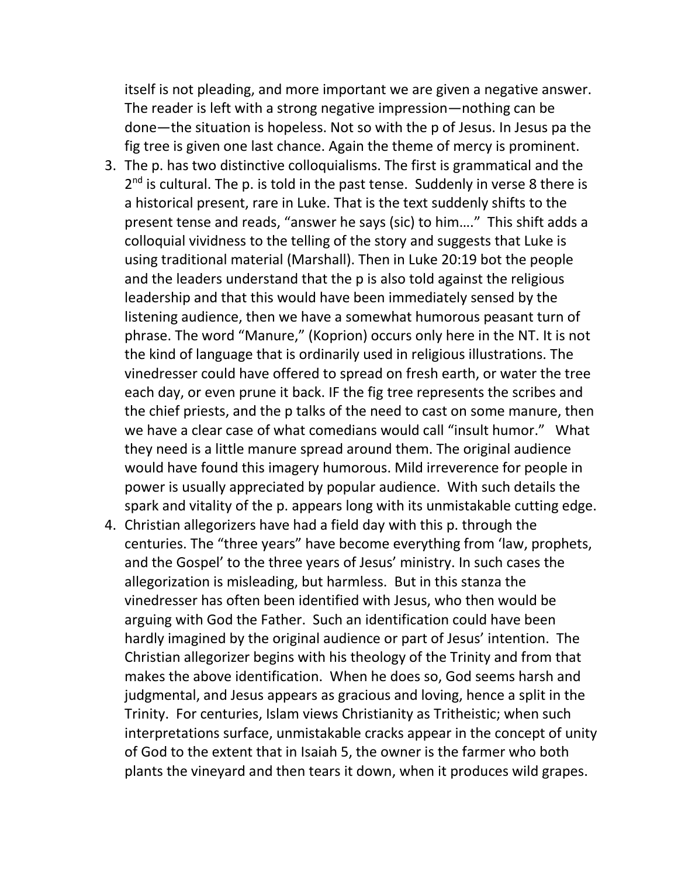itself is not pleading, and more important we are given a negative answer. The reader is left with a strong negative impression—nothing can be done—the situation is hopeless. Not so with the p of Jesus. In Jesus pa the fig tree is given one last chance. Again the theme of mercy is prominent.

3. The p. has two distinctive colloquialisms. The first is grammatical and the 2nd is cultural. The p. is told in the past tense. Suddenly in verse 8 there is a historical present, rare in Luke. That is the text suddenly shifts to the present tense and reads, "answer he says (sic) to him…." This shift adds a colloquial vividness to the telling of the story and suggests that Luke is using traditional material (Marshall). Then in Luke 20:19 bot the people and the leaders understand that the p is also told against the religious leadership and that this would have been immediately sensed by the listening audience, then we have a somewhat humorous peasant turn of phrase. The word "Manure," (Koprion) occurs only here in the NT. It is not the kind of language that is ordinarily used in religious illustrations. The vinedresser could have offered to spread on fresh earth, or water the tree each day, or even prune it back. IF the fig tree represents the scribes and the chief priests, and the p talks of the need to cast on some manure, then we have a clear case of what comedians would call "insult humor." What they need is a little manure spread around them. The original audience would have found this imagery humorous. Mild irreverence for people in power is usually appreciated by popular audience. With such details the spark and vitality of the p. appears long with its unmistakable cutting edge.
4. Christian allegorizers have had a field day with this p. through the centuries. The "three years" have become everything from 'law, prophets, and the Gospel' to the three years of Jesus' ministry. In such cases the allegorization is misleading, but harmless. But in this stanza the vinedresser has often been identified with Jesus, who then would be arguing with God the Father. Such an identification could have been hardly imagined by the original audience or part of Jesus' intention. The Christian allegorizer begins with his theology of the Trinity and from that makes the above identification. When he does so, God seems harsh and judgmental, and Jesus appears as gracious and loving, hence a split in the Trinity. For centuries, Islam views Christianity as Tritheistic; when such interpretations surface, unmistakable cracks appear in the concept of unity of God to the extent that in Isaiah 5, the owner is the farmer who both plants the vineyard and then tears it down, when it produces wild grapes.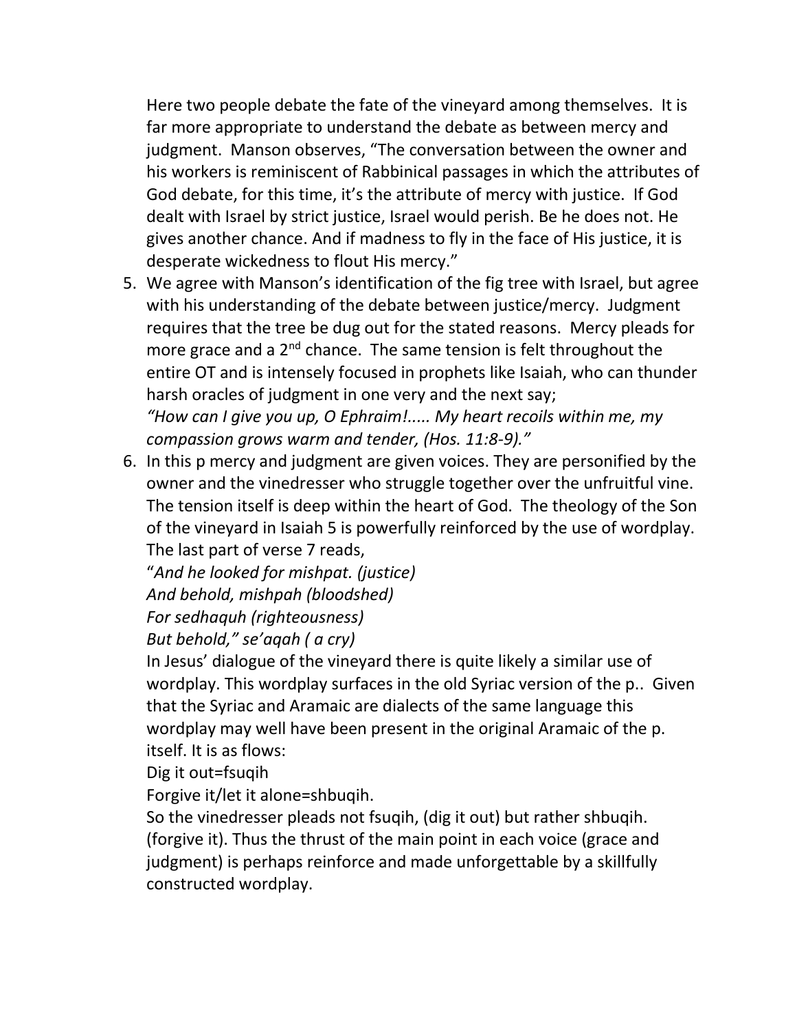Here two people debate the fate of the vineyard among themselves. It is far more appropriate to understand the debate as between mercy and judgment. Manson observes, "The conversation between the owner and his workers is reminiscent of Rabbinical passages in which the attributes of God debate, for this time, it's the attribute of mercy with justice. If God dealt with Israel by strict justice, Israel would perish. Be he does not. He gives another chance. And if madness to fly in the face of His justice, it is desperate wickedness to flout His mercy."

5. We agree with Manson's identification of the fig tree with Israel, but agree with his understanding of the debate between justice/mercy. Judgment requires that the tree be dug out for the stated reasons. Mercy pleads for more grace and a 2nd chance. The same tension is felt throughout the entire OT and is intensely focused in prophets like Isaiah, who can thunder harsh oracles of judgment in one very and the next say;
   *"How can I give you up, O Ephraim!..... My heart recoils within me, my compassion grows warm and tender, (Hos. 11:8-9)."*
6. In this p mercy and judgment are given voices. They are personified by the owner and the vinedresser who struggle together over the unfruitful vine. The tension itself is deep within the heart of God. The theology of the Son of the vineyard in Isaiah 5 is powerfully reinforced by the use of wordplay. The last part of verse 7 reads,
   "*And he looked for mishpat. (justice)*
   *And behold, mishpah (bloodshed)*
   *For sedhaquh (righteousness)*
   *But behold," se'aqah ( a cry)*
   In Jesus' dialogue of the vineyard there is quite likely a similar use of wordplay. This wordplay surfaces in the old Syriac version of the p.. Given that the Syriac and Aramaic are dialects of the same language this wordplay may well have been present in the original Aramaic of the p. itself. It is as flows:
   Dig it out=fsuqih
   Forgive it/let it alone=shbuqih.
   So the vinedresser pleads not fsuqih, (dig it out) but rather shbuqih. (forgive it). Thus the thrust of the main point in each voice (grace and judgment) is perhaps reinforce and made unforgettable by a skillfully constructed wordplay.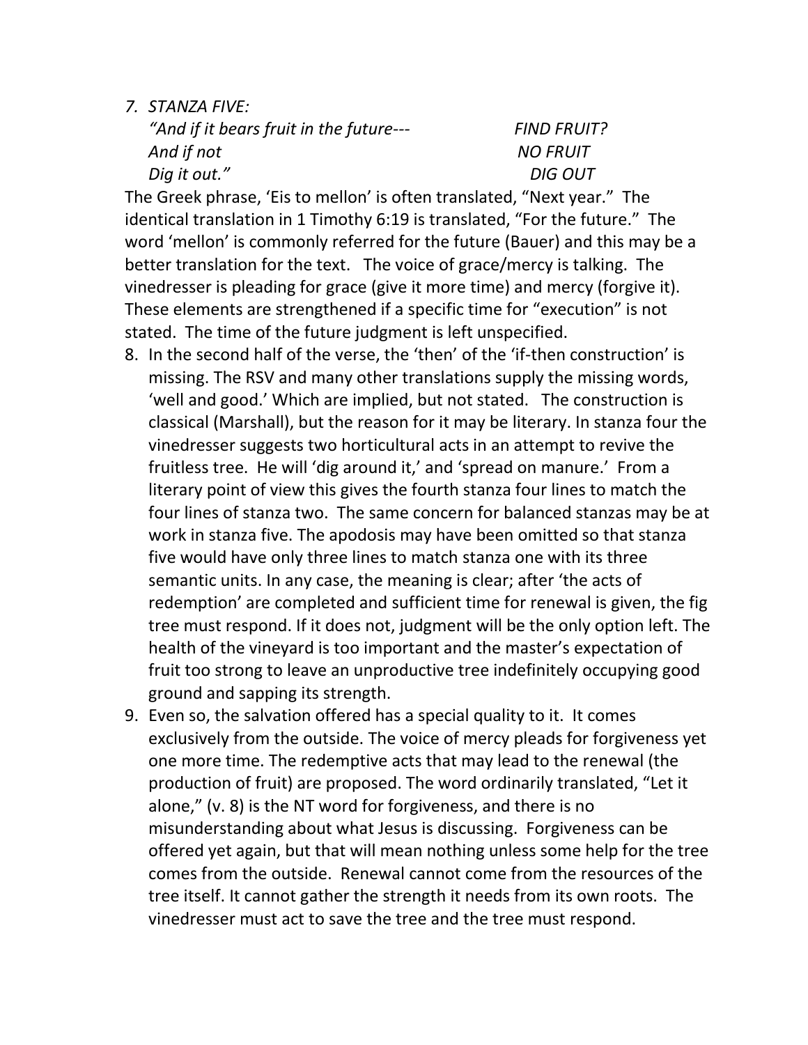7. *STANZA FIVE:*

   *"And if it bears fruit in the future---                FIND FRUIT?*
   *And if not                                                        NO FRUIT*
   *Dig it out."                                                       DIG OUT*

   The Greek phrase, 'Eis to mellon' is often translated, "Next year." The identical translation in 1 Timothy 6:19 is translated, "For the future." The word 'mellon' is commonly referred for the future (Bauer) and this may be a better translation for the text. The voice of grace/mercy is talking. The vinedresser is pleading for grace (give it more time) and mercy (forgive it). These elements are strengthened if a specific time for "execution" is not stated. The time of the future judgment is left unspecified.

8. In the second half of the verse, the 'then' of the 'if-then construction' is missing. The RSV and many other translations supply the missing words, 'well and good.' Which are implied, but not stated. The construction is classical (Marshall), but the reason for it may be literary. In stanza four the vinedresser suggests two horticultural acts in an attempt to revive the fruitless tree. He will 'dig around it,' and 'spread on manure.' From a literary point of view this gives the fourth stanza four lines to match the four lines of stanza two. The same concern for balanced stanzas may be at work in stanza five. The apodosis may have been omitted so that stanza five would have only three lines to match stanza one with its three semantic units. In any case, the meaning is clear; after 'the acts of redemption' are completed and sufficient time for renewal is given, the fig tree must respond. If it does not, judgment will be the only option left. The health of the vineyard is too important and the master's expectation of fruit too strong to leave an unproductive tree indefinitely occupying good ground and sapping its strength.

9. Even so, the salvation offered has a special quality to it. It comes exclusively from the outside. The voice of mercy pleads for forgiveness yet one more time. The redemptive acts that may lead to the renewal (the production of fruit) are proposed. The word ordinarily translated, "Let it alone," (v. 8) is the NT word for forgiveness, and there is no misunderstanding about what Jesus is discussing. Forgiveness can be offered yet again, but that will mean nothing unless some help for the tree comes from the outside. Renewal cannot come from the resources of the tree itself. It cannot gather the strength it needs from its own roots. The vinedresser must act to save the tree and the tree must respond.